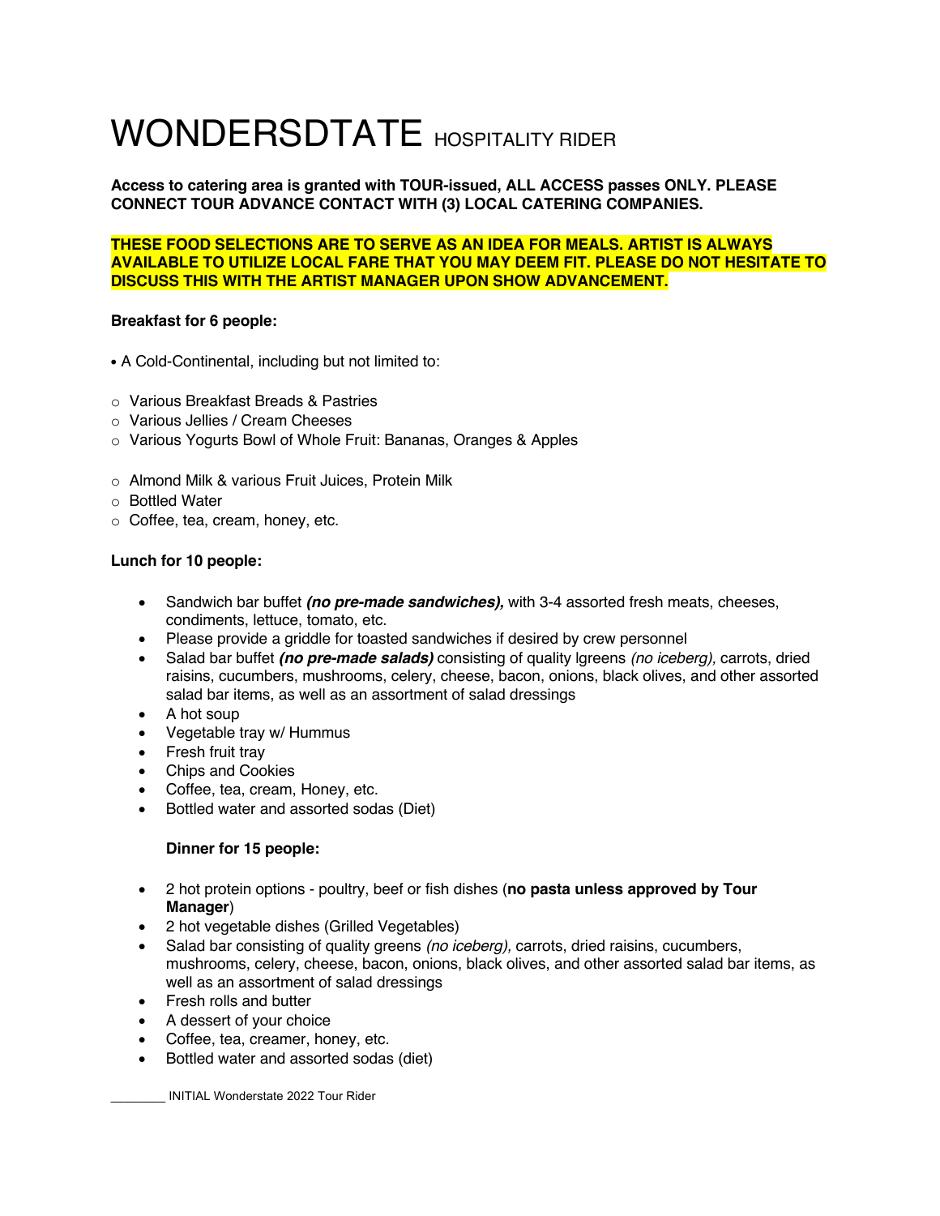# WONDERSDTATE HOSPITALITY RIDER

**Access to catering area is granted with TOUR-issued, ALL ACCESS passes ONLY. PLEASE CONNECT TOUR ADVANCE CONTACT WITH (3) LOCAL CATERING COMPANIES.**

**THESE FOOD SELECTIONS ARE TO SERVE AS AN IDEA FOR MEALS. ARTIST IS ALWAYS AVAILABLE TO UTILIZE LOCAL FARE THAT YOU MAY DEEM FIT. PLEASE DO NOT HESITATE TO DISCUSS THIS WITH THE ARTIST MANAGER UPON SHOW ADVANCEMENT.**

**Breakfast for 6 people:**

- A Cold-Continental, including but not limited to:

  - Various Breakfast Breads & Pastries
  - Various Jellies / Cream Cheeses
  - Various Yogurts Bowl of Whole Fruit: Bananas, Oranges & Apples

  - Almond Milk & various Fruit Juices, Protein Milk
  - Bottled Water
  - Coffee, tea, cream, honey, etc.

**Lunch for 10 people:**

- Sandwich bar buffet ***(no pre-made sandwiches),*** with 3-4 assorted fresh meats, cheeses, condiments, lettuce, tomato, etc.
- Please provide a griddle for toasted sandwiches if desired by crew personnel
- Salad bar buffet ***(no pre-made salads)*** consisting of quality lgreens *(no iceberg),* carrots, dried raisins, cucumbers, mushrooms, celery, cheese, bacon, onions, black olives, and other assorted salad bar items, as well as an assortment of salad dressings
- A hot soup
- Vegetable tray w/ Hummus
- Fresh fruit tray
- Chips and Cookies
- Coffee, tea, cream, Honey, etc.
- Bottled water and assorted sodas (Diet)

**Dinner for 15 people:**

- 2 hot protein options - poultry, beef or fish dishes (**no pasta unless approved by Tour Manager**)
- 2 hot vegetable dishes (Grilled Vegetables)
- Salad bar consisting of quality greens *(no iceberg),* carrots, dried raisins, cucumbers, mushrooms, celery, cheese, bacon, onions, black olives, and other assorted salad bar items, as well as an assortment of salad dressings
- Fresh rolls and butter
- A dessert of your choice
- Coffee, tea, creamer, honey, etc.
- Bottled water and assorted sodas (diet)

________ INITIAL Wonderstate 2022 Tour Rider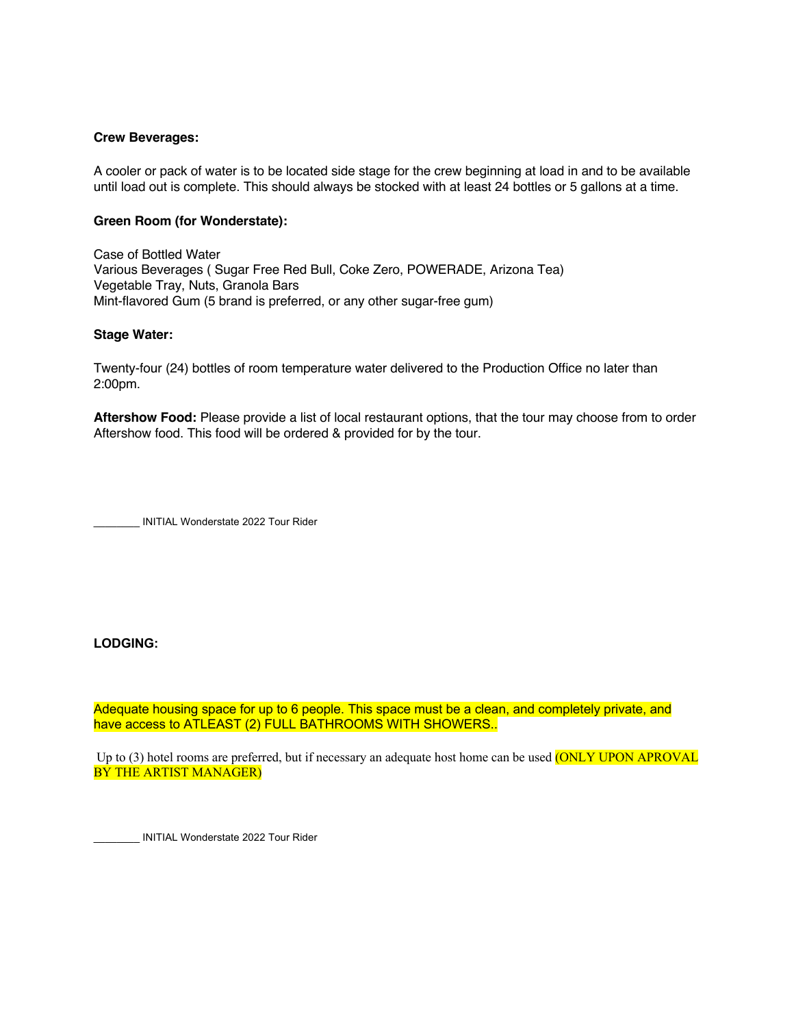**Crew Beverages:**

A cooler or pack of water is to be located side stage for the crew beginning at load in and to be available until load out is complete. This should always be stocked with at least 24 bottles or 5 gallons at a time.

**Green Room (for Wonderstate):**

Case of Bottled Water
Various Beverages ( Sugar Free Red Bull, Coke Zero, POWERADE, Arizona Tea)
Vegetable Tray, Nuts, Granola Bars
Mint-flavored Gum (5 brand is preferred, or any other sugar-free gum)

**Stage Water:**

Twenty-four (24) bottles of room temperature water delivered to the Production Office no later than 2:00pm.

**Aftershow Food:** Please provide a list of local restaurant options, that the tour may choose from to order Aftershow food. This food will be ordered & provided for by the tour.

________ INITIAL Wonderstate 2022 Tour Rider

**LODGING:**

Adequate housing space for up to 6 people. This space must be a clean, and completely private, and have access to ATLEAST (2) FULL BATHROOMS WITH SHOWERS..

Up to (3) hotel rooms are preferred, but if necessary an adequate host home can be used (ONLY UPON APROVAL BY THE ARTIST MANAGER)

________ INITIAL Wonderstate 2022 Tour Rider